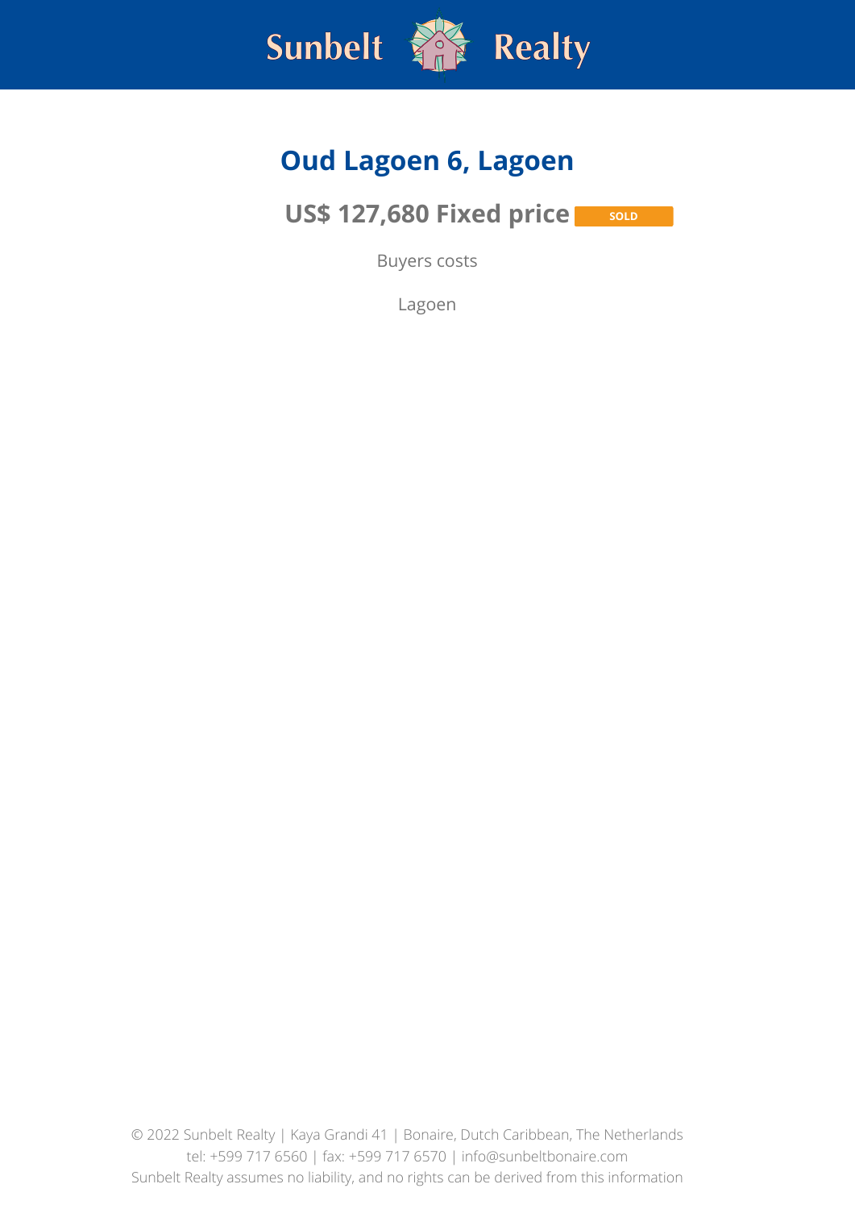# Oud Lagoen 6, Lagoen

## US$ 127,680 Fixed price SOLD

Buyers costs

Lagoen

© 2022 Sunbelt Realty | Kaya Grandi 41 | Bonaire, Dutch Caribbean, The Netherlands
tel: +599 717 6560 | fax: +599 717 6570 | info@sunbeltbonaire.com
Sunbelt Realty assumes no liability, and no rights can be derived from this information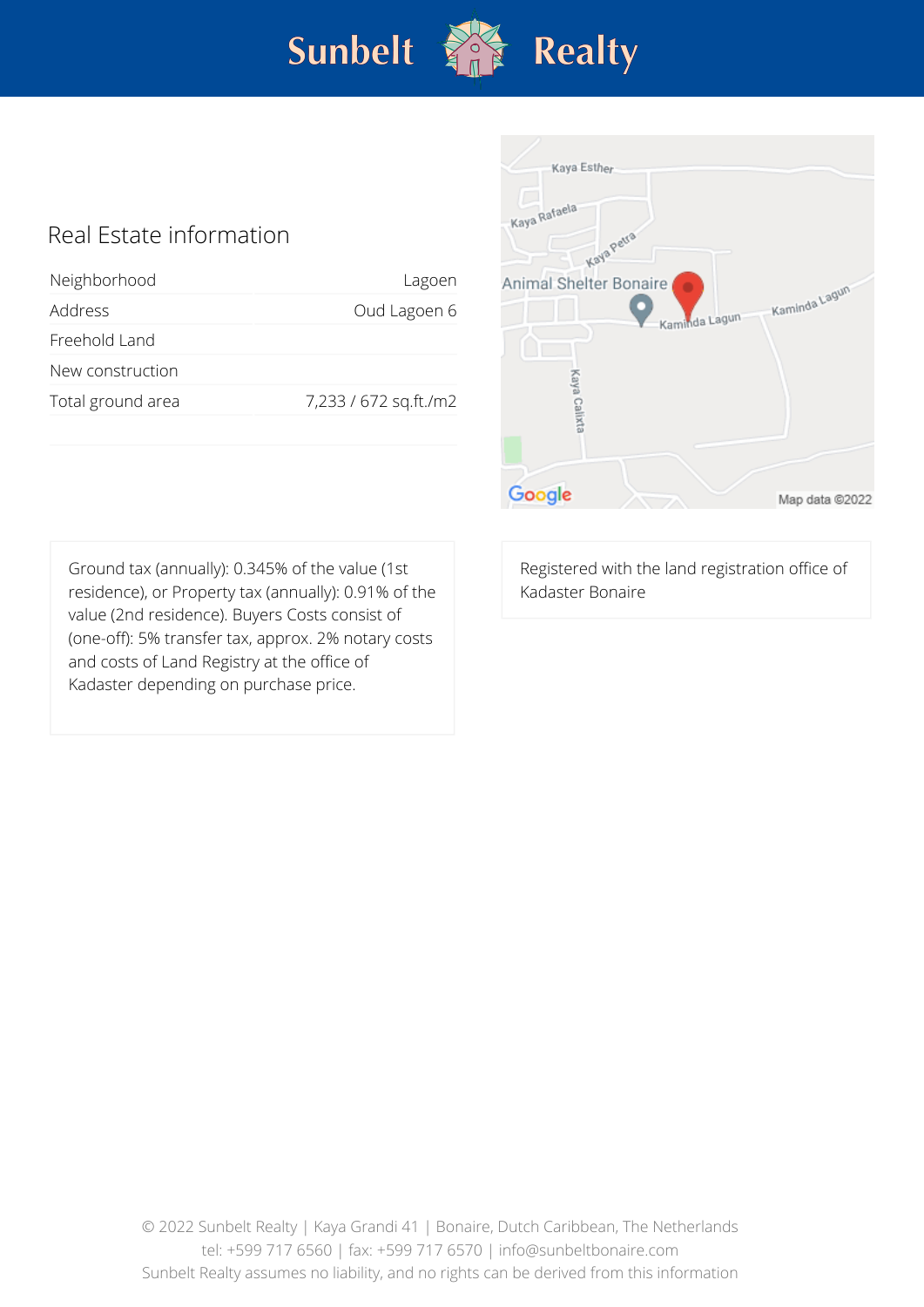## Real Estate information

| | |
|---|---|
| Neighborhood | Lagoen |
| Address | Oud Lagoen 6 |
| Freehold Land | |
| New construction | |
| Total ground area | 7,233 / 672 sq.ft./m2 |

Ground tax (annually): 0.345% of the value (1st residence), or Property tax (annually): 0.91% of the value (2nd residence). Buyers Costs consist of (one-off): 5% transfer tax, approx. 2% notary costs and costs of Land Registry at the office of Kadaster depending on purchase price.

Registered with the land registration office of Kadaster Bonaire

© 2022 Sunbelt Realty | Kaya Grandi 41 | Bonaire, Dutch Caribbean, The Netherlands
tel: +599 717 6560 | fax: +599 717 6570 | info@sunbeltbonaire.com
Sunbelt Realty assumes no liability, and no rights can be derived from this information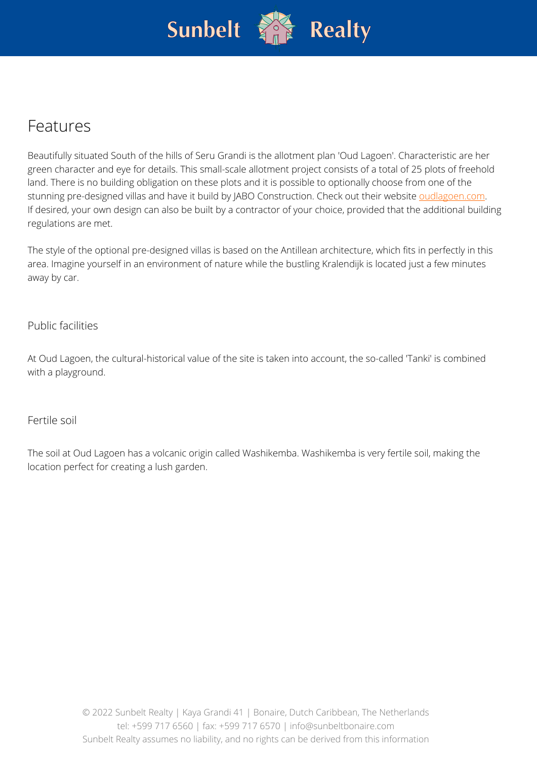# Features

Beautifully situated South of the hills of Seru Grandi is the allotment plan 'Oud Lagoen'. Characteristic are her green character and eye for details. This small-scale allotment project consists of a total of 25 plots of freehold land. There is no building obligation on these plots and it is possible to optionally choose from one of the stunning pre-designed villas and have it build by JABO Construction. Check out their website [oudlagoen.com](oudlagoen.com).
If desired, your own design can also be built by a contractor of your choice, provided that the additional building regulations are met.

The style of the optional pre-designed villas is based on the Antillean architecture, which fits in perfectly in this area. Imagine yourself in an environment of nature while the bustling Kralendijk is located just a few minutes away by car.

## Public facilities

At Oud Lagoen, the cultural-historical value of the site is taken into account, the so-called 'Tanki' is combined with a playground.

## Fertile soil

The soil at Oud Lagoen has a volcanic origin called Washikemba. Washikemba is very fertile soil, making the location perfect for creating a lush garden.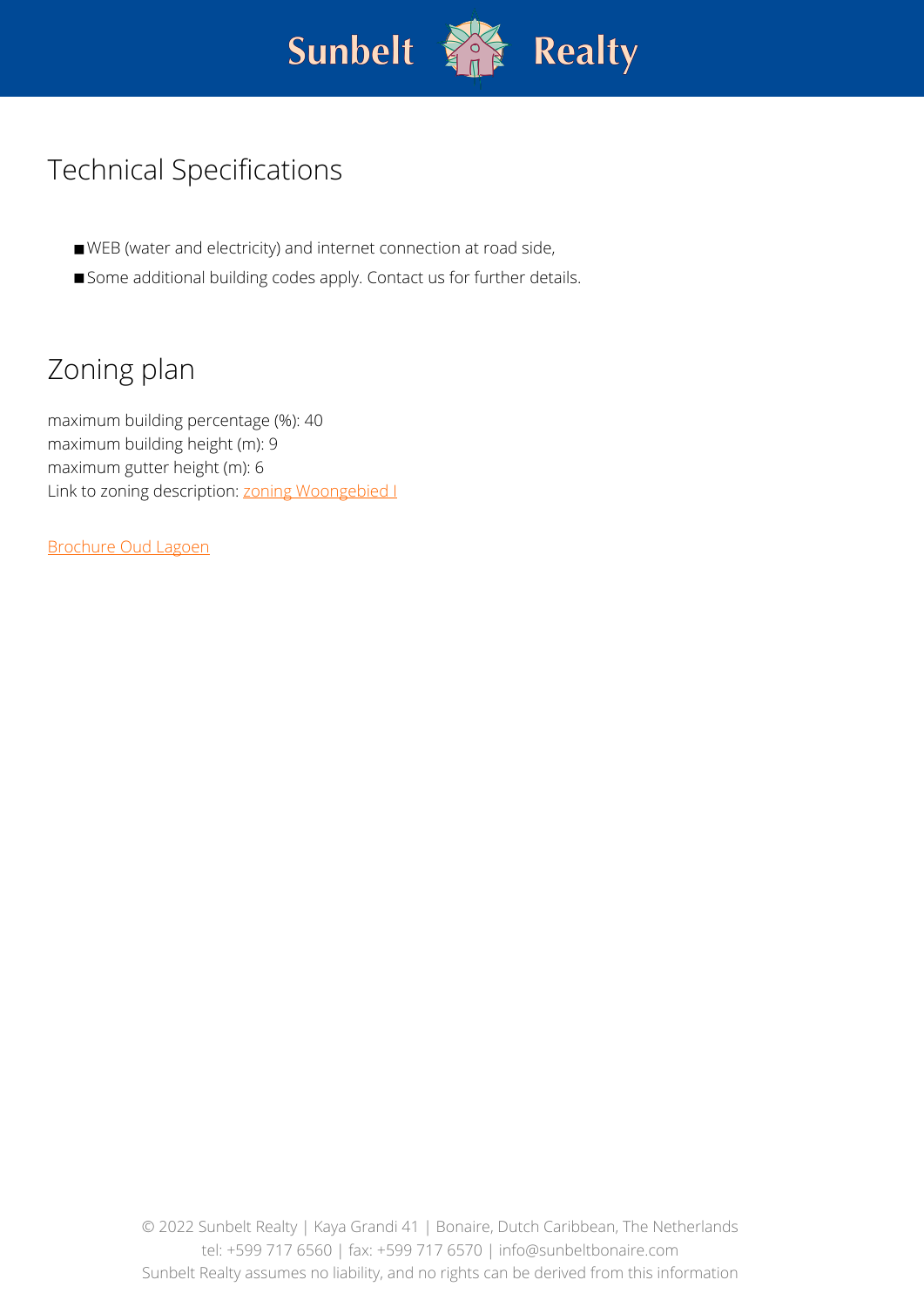## Technical Specifications

- WEB (water and electricity) and internet connection at road side,
- Some additional building codes apply. Contact us for further details.

## Zoning plan

maximum building percentage (%): 40
maximum building height (m): 9
maximum gutter height (m): 6
Link to zoning description: zoning Woongebied I

Brochure Oud Lagoen